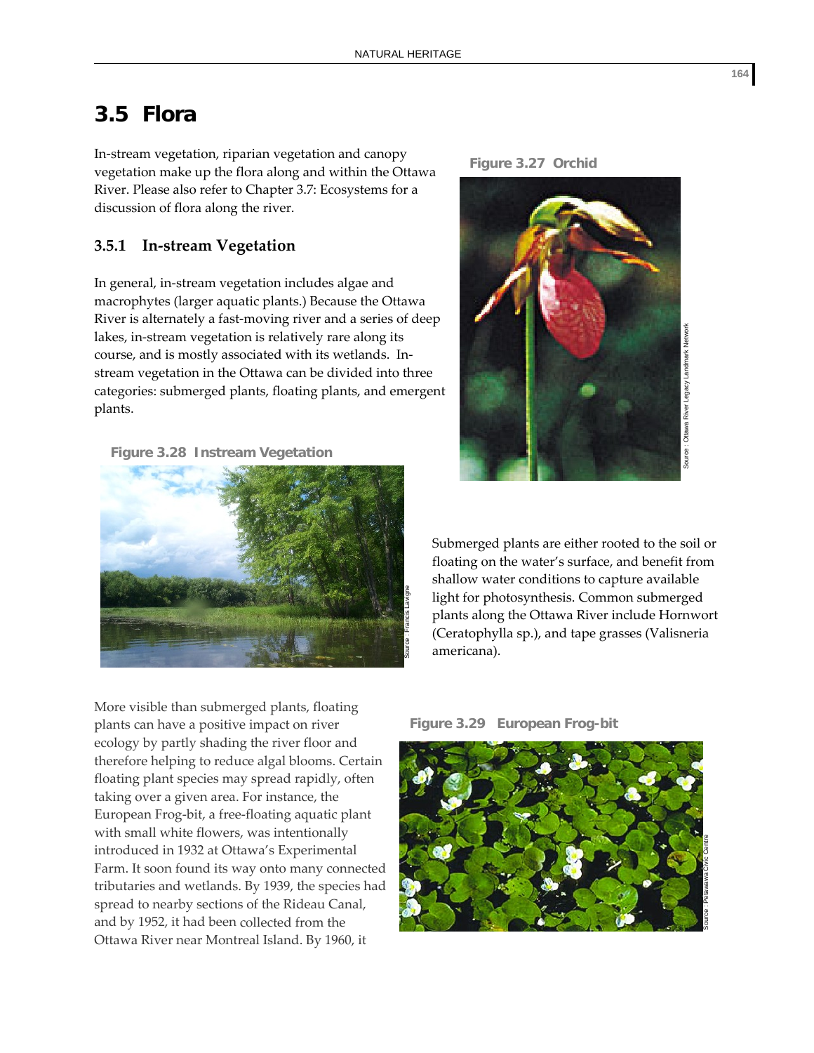# 3.5 Flora

In-stream vegetation, riparian vegetation and canopy vegetation make up the flora along and within the Ottawa River. Please also refer to Chapter 3.7: Ecosystems for a discussion of flora along the river.

## 3.5.1 In-stream Vegetation

In general, in-stream vegetation includes algae and macrophytes (larger aquatic plants.) Because the Ottawa River is alternately a fast-moving river and a series of deep lakes, in-stream vegetation is relatively rare along its course, and is mostly associated with its wetlands. In-stream vegetation in the Ottawa can be divided into three categories: submerged plants, floating plants, and emergent plants.

**Figure 3.27 Orchid**

Source : Ottawa River Legacy Landmark Network

**Figure 3.28 Instream Vegetation**

Source : Francis Lavigne

Submerged plants are either rooted to the soil or floating on the water's surface, and benefit from shallow water conditions to capture available light for photosynthesis. Common submerged plants along the Ottawa River include Hornwort (Ceratophylla sp.), and tape grasses (Valisneria americana).

More visible than submerged plants, floating plants can have a positive impact on river ecology by partly shading the river floor and therefore helping to reduce algal blooms. Certain floating plant species may spread rapidly, often taking over a given area. For instance, the European Frog-bit, a free-floating aquatic plant with small white flowers, was intentionally introduced in 1932 at Ottawa's Experimental Farm. It soon found its way onto many connected tributaries and wetlands. By 1939, the species had spread to nearby sections of the Rideau Canal, and by 1952, it had been collected from the Ottawa River near Montreal Island. By 1960, it

**Figure 3.29 European Frog-bit**

Source : Petawawa Civic Centre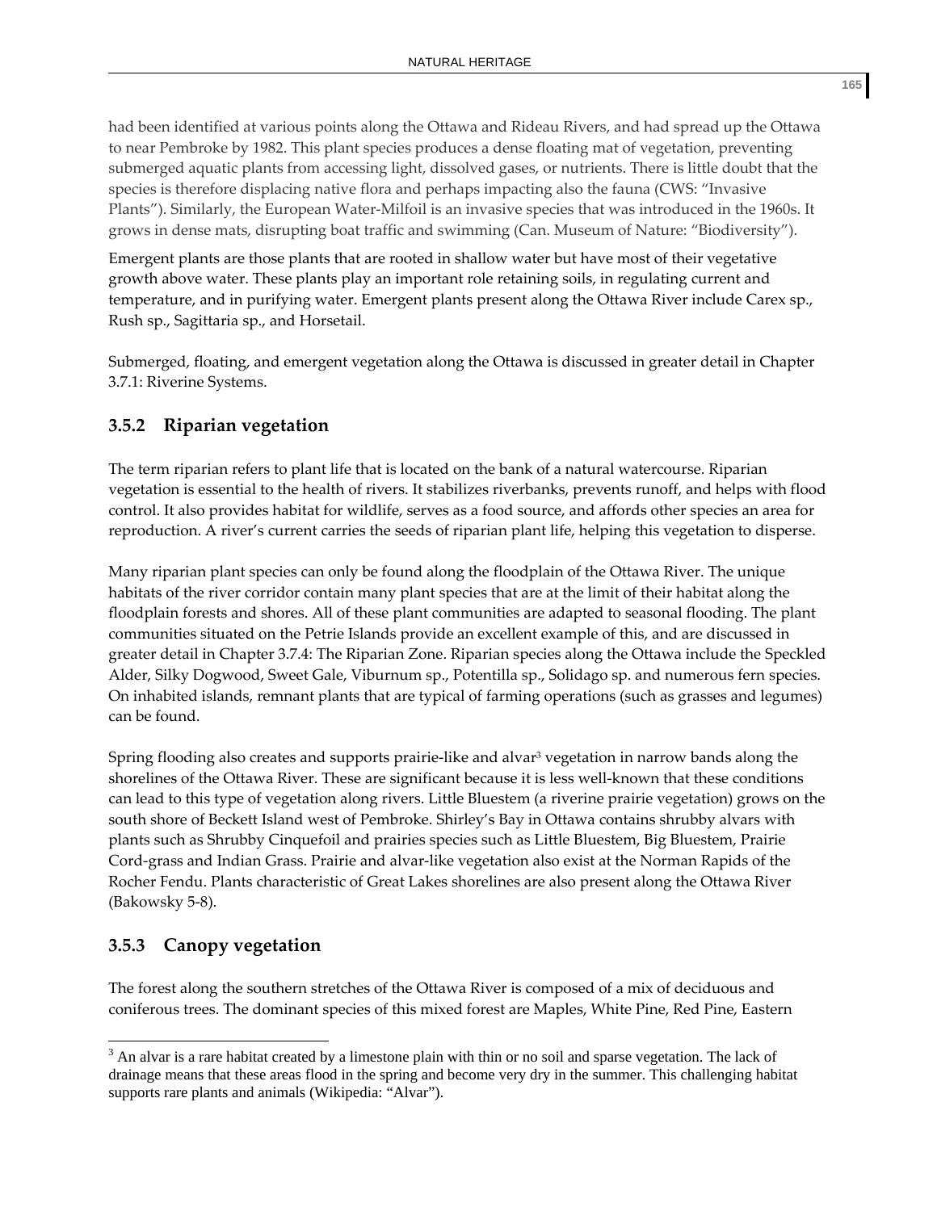had been identified at various points along the Ottawa and Rideau Rivers, and had spread up the Ottawa to near Pembroke by 1982. This plant species produces a dense floating mat of vegetation, preventing submerged aquatic plants from accessing light, dissolved gases, or nutrients. There is little doubt that the species is therefore displacing native flora and perhaps impacting also the fauna (CWS: "Invasive Plants"). Similarly, the European Water-Milfoil is an invasive species that was introduced in the 1960s. It grows in dense mats, disrupting boat traffic and swimming (Can. Museum of Nature: "Biodiversity").

Emergent plants are those plants that are rooted in shallow water but have most of their vegetative growth above water. These plants play an important role retaining soils, in regulating current and temperature, and in purifying water. Emergent plants present along the Ottawa River include Carex sp., Rush sp., Sagittaria sp., and Horsetail.

Submerged, floating, and emergent vegetation along the Ottawa is discussed in greater detail in Chapter 3.7.1: Riverine Systems.

### 3.5.2 Riparian vegetation

The term riparian refers to plant life that is located on the bank of a natural watercourse. Riparian vegetation is essential to the health of rivers. It stabilizes riverbanks, prevents runoff, and helps with flood control. It also provides habitat for wildlife, serves as a food source, and affords other species an area for reproduction. A river's current carries the seeds of riparian plant life, helping this vegetation to disperse.

Many riparian plant species can only be found along the floodplain of the Ottawa River. The unique habitats of the river corridor contain many plant species that are at the limit of their habitat along the floodplain forests and shores. All of these plant communities are adapted to seasonal flooding. The plant communities situated on the Petrie Islands provide an excellent example of this, and are discussed in greater detail in Chapter 3.7.4: The Riparian Zone. Riparian species along the Ottawa include the Speckled Alder, Silky Dogwood, Sweet Gale, Viburnum sp., Potentilla sp., Solidago sp. and numerous fern species. On inhabited islands, remnant plants that are typical of farming operations (such as grasses and legumes) can be found.

Spring flooding also creates and supports prairie-like and alvar[3] vegetation in narrow bands along the shorelines of the Ottawa River. These are significant because it is less well-known that these conditions can lead to this type of vegetation along rivers. Little Bluestem (a riverine prairie vegetation) grows on the south shore of Beckett Island west of Pembroke. Shirley's Bay in Ottawa contains shrubby alvars with plants such as Shrubby Cinquefoil and prairies species such as Little Bluestem, Big Bluestem, Prairie Cord-grass and Indian Grass. Prairie and alvar-like vegetation also exist at the Norman Rapids of the Rocher Fendu. Plants characteristic of Great Lakes shorelines are also present along the Ottawa River (Bakowsky 5-8).

### 3.5.3 Canopy vegetation

The forest along the southern stretches of the Ottawa River is composed of a mix of deciduous and coniferous trees. The dominant species of this mixed forest are Maples, White Pine, Red Pine, Eastern

[3] An alvar is a rare habitat created by a limestone plain with thin or no soil and sparse vegetation. The lack of drainage means that these areas flood in the spring and become very dry in the summer. This challenging habitat supports rare plants and animals (Wikipedia: "Alvar").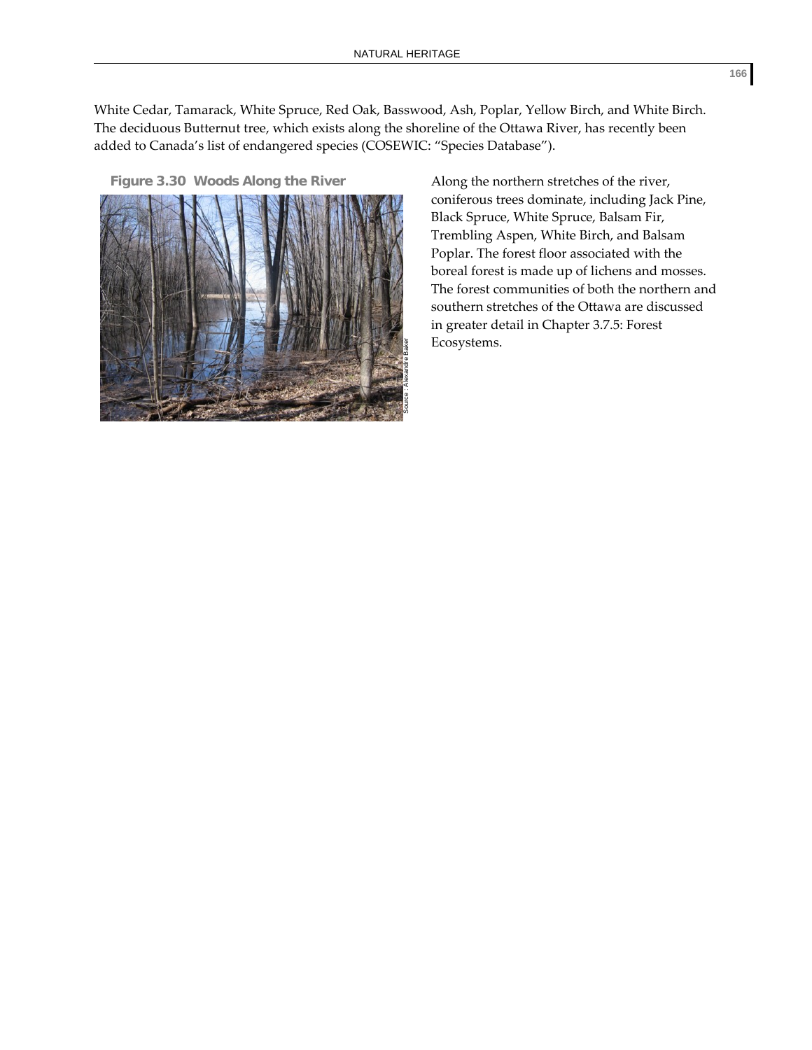White Cedar, Tamarack, White Spruce, Red Oak, Basswood, Ash, Poplar, Yellow Birch, and White Birch. The deciduous Butternut tree, which exists along the shoreline of the Ottawa River, has recently been added to Canada's list of endangered species (COSEWIC: "Species Database").

**Figure 3.30 Woods Along the River**

Source : Alexandre Baker

Along the northern stretches of the river, coniferous trees dominate, including Jack Pine, Black Spruce, White Spruce, Balsam Fir, Trembling Aspen, White Birch, and Balsam Poplar. The forest floor associated with the boreal forest is made up of lichens and mosses. The forest communities of both the northern and southern stretches of the Ottawa are discussed in greater detail in Chapter 3.7.5: Forest Ecosystems.